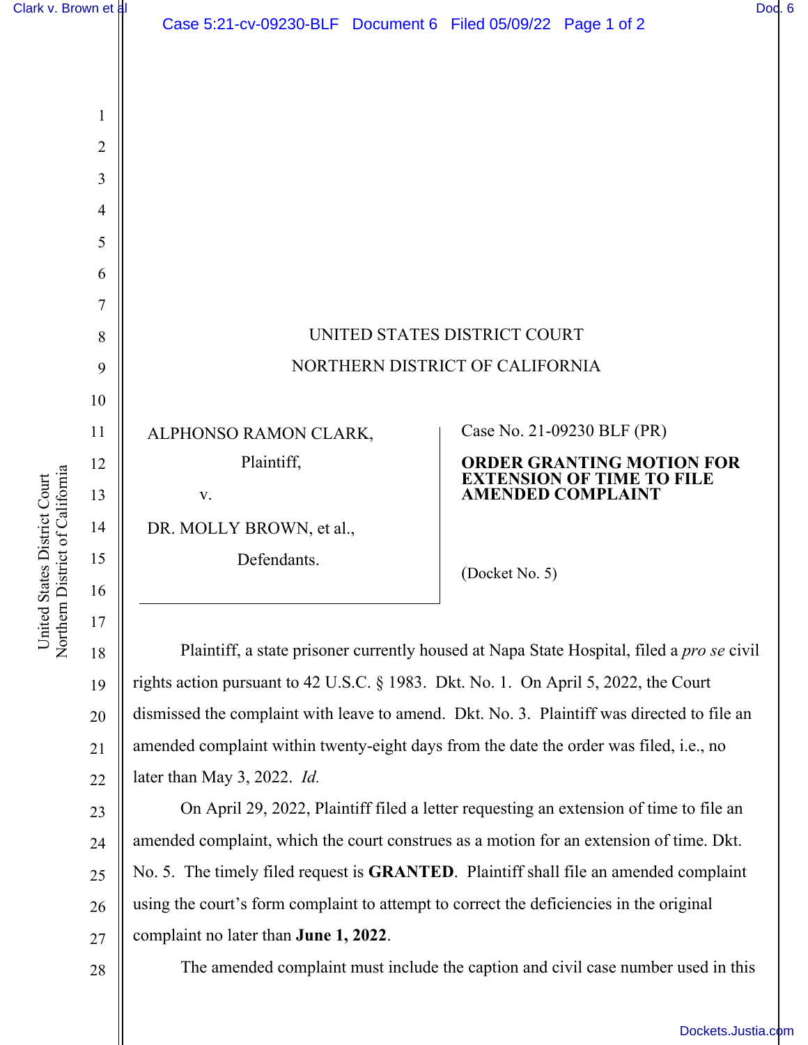UNITED STATES DISTRICT COURT

NORTHERN DISTRICT OF CALIFORNIA

ALPHONSO RAMON CLARK,

Plaintiff,

v.

DR. MOLLY BROWN, et al.,

Defendants.

Case No. 21-09230 BLF (PR)

**ORDER GRANTING MOTION FOR EXTENSION OF TIME TO FILE AMENDED COMPLAINT**

(Docket No. 5)

Plaintiff, a state prisoner currently housed at Napa State Hospital, filed a *pro se* civil rights action pursuant to 42 U.S.C. § 1983. Dkt. No. 1. On April 5, 2022, the Court dismissed the complaint with leave to amend. Dkt. No. 3. Plaintiff was directed to file an amended complaint within twenty-eight days from the date the order was filed, i.e., no later than May 3, 2022. *Id.*

On April 29, 2022, Plaintiff filed a letter requesting an extension of time to file an amended complaint, which the court construes as a motion for an extension of time. Dkt. No. 5. The timely filed request is **GRANTED**. Plaintiff shall file an amended complaint using the court's form complaint to attempt to correct the deficiencies in the original complaint no later than **June 1, 2022**.

The amended complaint must include the caption and civil case number used in this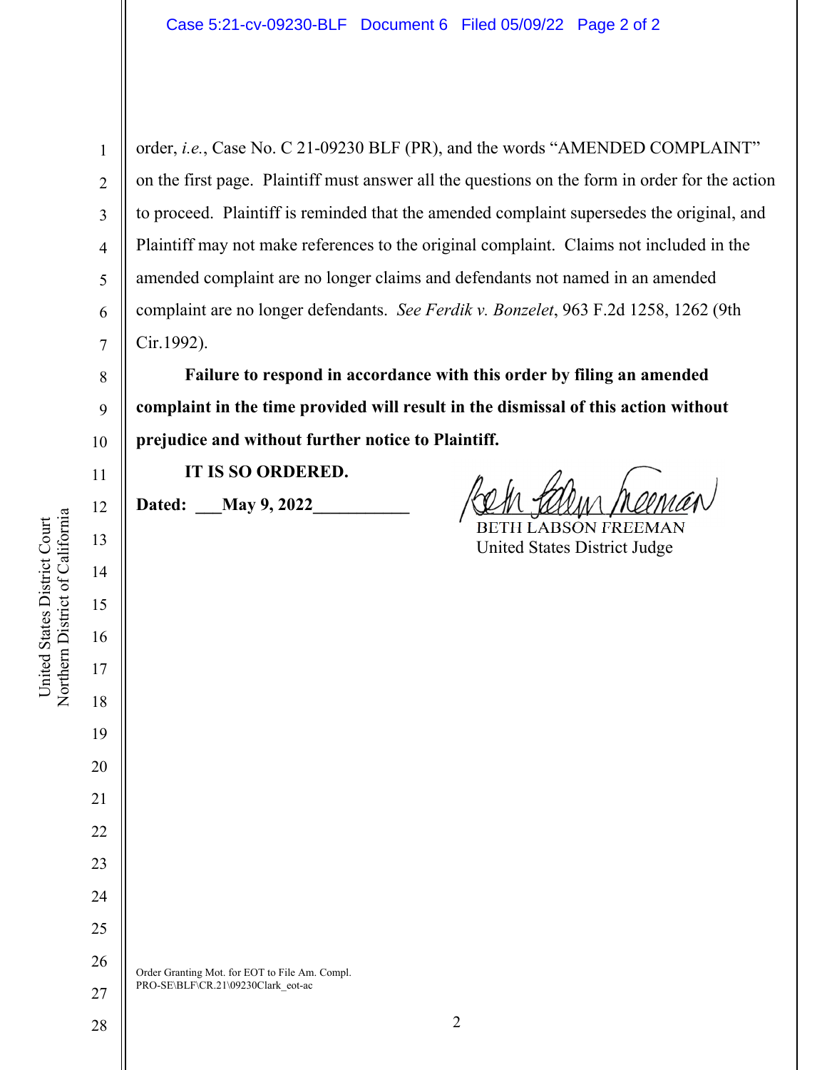order, *i.e.*, Case No. C 21-09230 BLF (PR), and the words "AMENDED COMPLAINT" on the first page. Plaintiff must answer all the questions on the form in order for the action to proceed. Plaintiff is reminded that the amended complaint supersedes the original, and Plaintiff may not make references to the original complaint. Claims not included in the amended complaint are no longer claims and defendants not named in an amended complaint are no longer defendants. *See Ferdik v. Bonzelet*, 963 F.2d 1258, 1262 (9th Cir.1992).

**Failure to respond in accordance with this order by filing an amended complaint in the time provided will result in the dismissal of this action without prejudice and without further notice to Plaintiff.**

**IT IS SO ORDERED.**

**Dated: \_\_\_May 9, 2022\_\_\_\_\_\_\_\_\_\_\_**

BETH LABSON FREEMAN
United States District Judge

Order Granting Mot. for EOT to File Am. Compl.
PRO-SE\BLF\CR.21\09230Clark_eot-ac